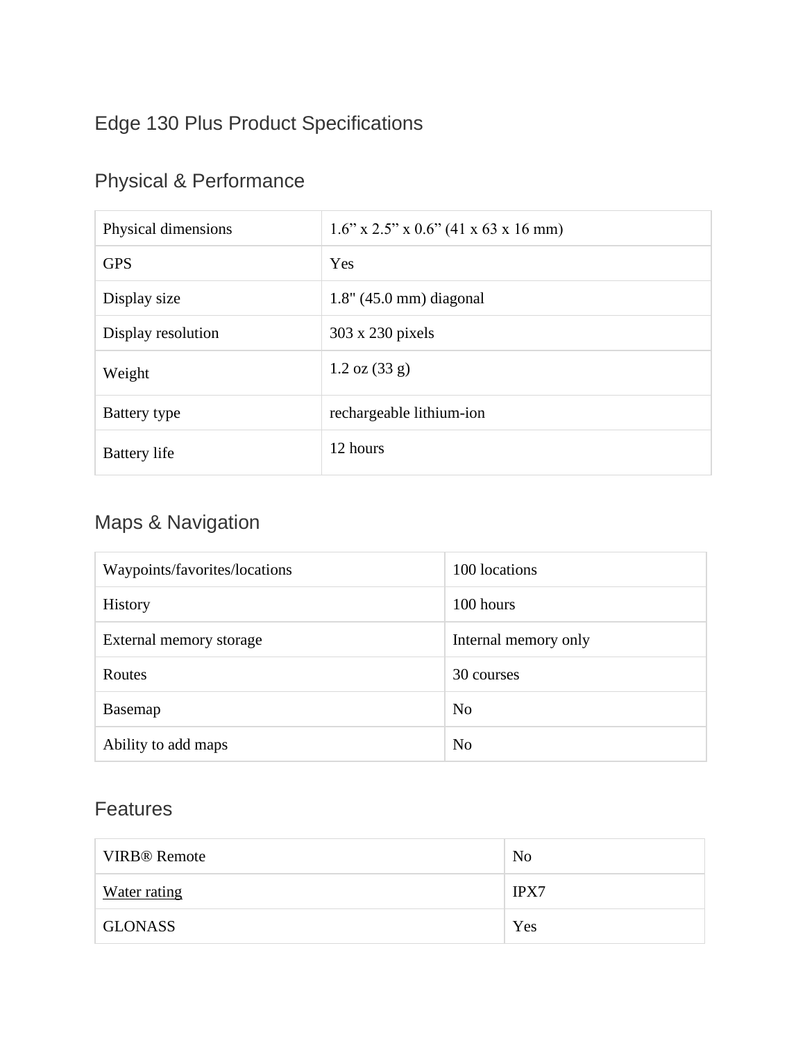# Edge 130 Plus Product Specifications

## Physical & Performance

| | |
|---|---|
| Physical dimensions | 1.6” x 2.5” x 0.6” (41 x 63 x 16 mm) |
| GPS | Yes |
| Display size | 1.8" (45.0 mm) diagonal |
| Display resolution | 303 x 230 pixels |
| Weight | 1.2 oz (33 g) |
| Battery type | rechargeable lithium-ion |
| Battery life | 12 hours |

## Maps & Navigation

| | |
|---|---|
| Waypoints/favorites/locations | 100 locations |
| History | 100 hours |
| External memory storage | Internal memory only |
| Routes | 30 courses |
| Basemap | No |
| Ability to add maps | No |

## Features

| | |
|---|---|
| VIRB® Remote | No |
| Water rating | IPX7 |
| GLONASS | Yes |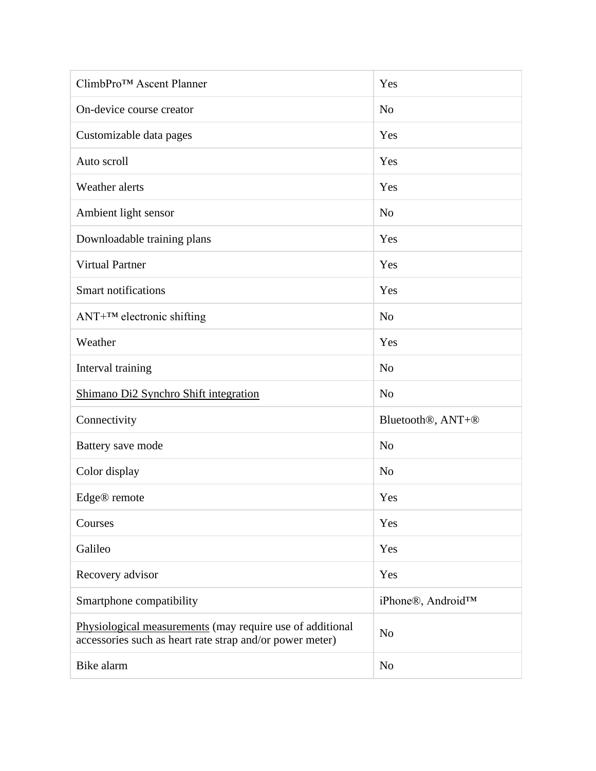| | |
|---|---|
| ClimbPro™ Ascent Planner | Yes |
| On-device course creator | No |
| Customizable data pages | Yes |
| Auto scroll | Yes |
| Weather alerts | Yes |
| Ambient light sensor | No |
| Downloadable training plans | Yes |
| Virtual Partner | Yes |
| Smart notifications | Yes |
| ANT+™ electronic shifting | No |
| Weather | Yes |
| Interval training | No |
| Shimano Di2 Synchro Shift integration | No |
| Connectivity | Bluetooth®, ANT+® |
| Battery save mode | No |
| Color display | No |
| Edge® remote | Yes |
| Courses | Yes |
| Galileo | Yes |
| Recovery advisor | Yes |
| Smartphone compatibility | iPhone®, Android™ |
| Physiological measurements (may require use of additional accessories such as heart rate strap and/or power meter) | No |
| Bike alarm | No |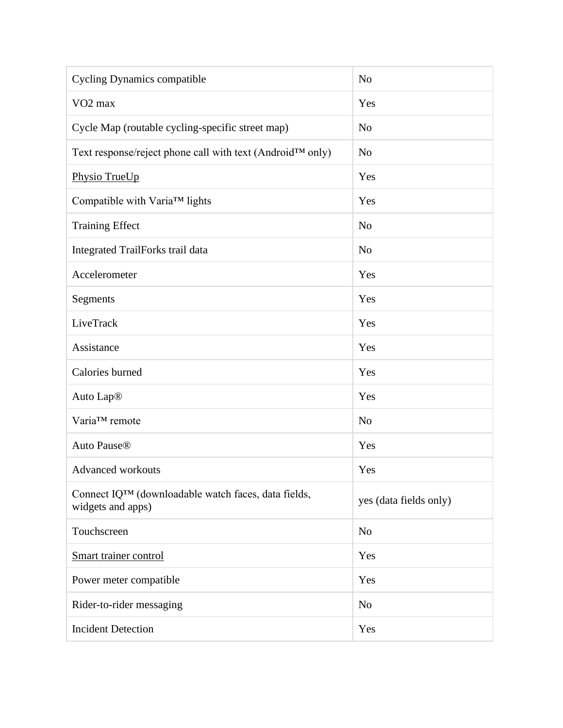| Cycling Dynamics compatible | No |
|---|---|
| VO2 max | Yes |
| Cycle Map (routable cycling-specific street map) | No |
| Text response/reject phone call with text (Android™ only) | No |
| Physio TrueUp | Yes |
| Compatible with Varia™ lights | Yes |
| Training Effect | No |
| Integrated TrailForks trail data | No |
| Accelerometer | Yes |
| Segments | Yes |
| LiveTrack | Yes |
| Assistance | Yes |
| Calories burned | Yes |
| Auto Lap® | Yes |
| Varia™ remote | No |
| Auto Pause® | Yes |
| Advanced workouts | Yes |
| Connect IQ™ (downloadable watch faces, data fields, widgets and apps) | yes (data fields only) |
| Touchscreen | No |
| Smart trainer control | Yes |
| Power meter compatible | Yes |
| Rider-to-rider messaging | No |
| Incident Detection | Yes |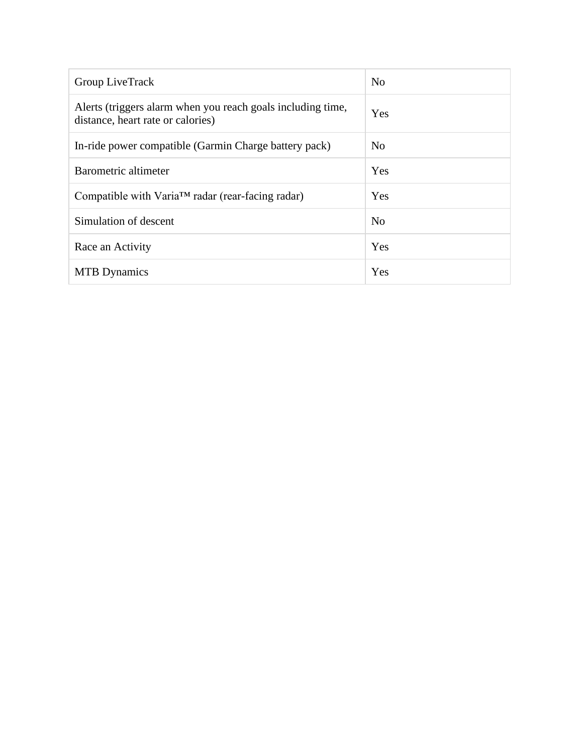| | |
|---|---|
| Group LiveTrack | No |
| Alerts (triggers alarm when you reach goals including time, distance, heart rate or calories) | Yes |
| In-ride power compatible (Garmin Charge battery pack) | No |
| Barometric altimeter | Yes |
| Compatible with Varia™ radar (rear-facing radar) | Yes |
| Simulation of descent | No |
| Race an Activity | Yes |
| MTB Dynamics | Yes |